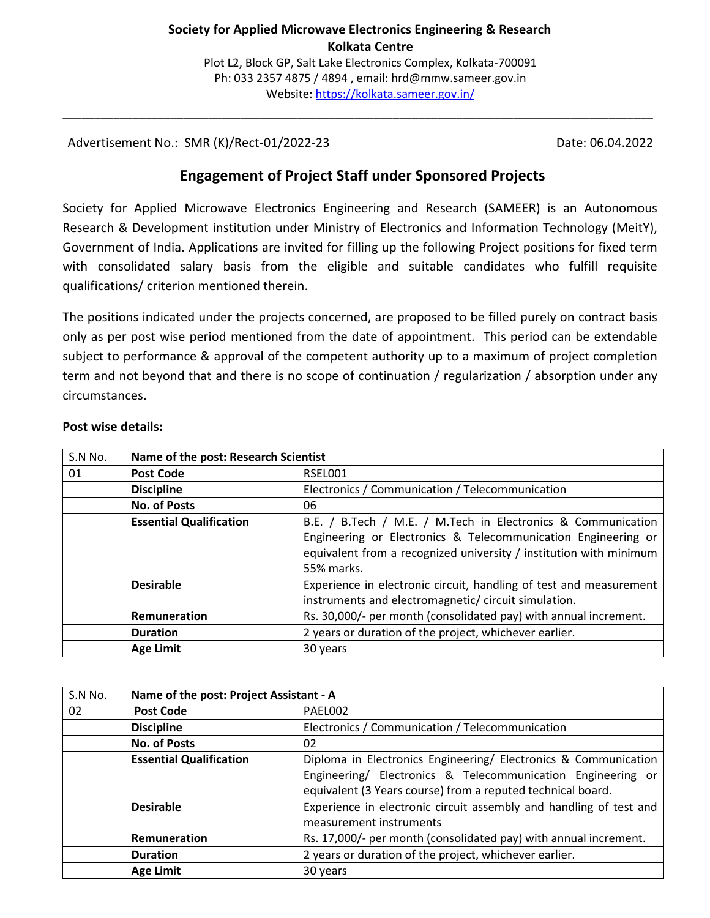**Society for Applied Microwave Electronics Engineering & Research**
**Kolkata Centre**
Plot L2, Block GP, Salt Lake Electronics Complex, Kolkata-700091
Ph: 033 2357 4875 / 4894 , email: hrd@mmw.sameer.gov.in
Website: https://kolkata.sameer.gov.in/

---

Advertisement No.: SMR (K)/Rect-01/2022-23 Date: 06.04.2022

## Engagement of Project Staff under Sponsored Projects

Society for Applied Microwave Electronics Engineering and Research (SAMEER) is an Autonomous Research & Development institution under Ministry of Electronics and Information Technology (MeitY), Government of India. Applications are invited for filling up the following Project positions for fixed term with consolidated salary basis from the eligible and suitable candidates who fulfill requisite qualifications/ criterion mentioned therein.

The positions indicated under the projects concerned, are proposed to be filled purely on contract basis only as per post wise period mentioned from the date of appointment. This period can be extendable subject to performance & approval of the competent authority up to a maximum of project completion term and not beyond that and there is no scope of continuation / regularization / absorption under any circumstances.

**Post wise details:**

| S.N No. | **Name of the post: Research Scientist** | |
|---|---|---|
| 01 | **Post Code** | RSEL001 |
| | **Discipline** | Electronics / Communication / Telecommunication |
| | **No. of Posts** | 06 |
| | **Essential Qualification** | B.E. / B.Tech / M.E. / M.Tech in Electronics & Communication Engineering or Electronics & Telecommunication Engineering or equivalent from a recognized university / institution with minimum 55% marks. |
| | **Desirable** | Experience in electronic circuit, handling of test and measurement instruments and electromagnetic/ circuit simulation. |
| | **Remuneration** | Rs. 30,000/- per month (consolidated pay) with annual increment. |
| | **Duration** | 2 years or duration of the project, whichever earlier. |
| | **Age Limit** | 30 years |

| S.N No. | **Name of the post: Project Assistant - A** | |
|---|---|---|
| 02 | **Post Code** | PAEL002 |
| | **Discipline** | Electronics / Communication / Telecommunication |
| | **No. of Posts** | 02 |
| | **Essential Qualification** | Diploma in Electronics Engineering/ Electronics & Communication Engineering/ Electronics & Telecommunication Engineering or equivalent (3 Years course) from a reputed technical board. |
| | **Desirable** | Experience in electronic circuit assembly and handling of test and measurement instruments |
| | **Remuneration** | Rs. 17,000/- per month (consolidated pay) with annual increment. |
| | **Duration** | 2 years or duration of the project, whichever earlier. |
| | **Age Limit** | 30 years |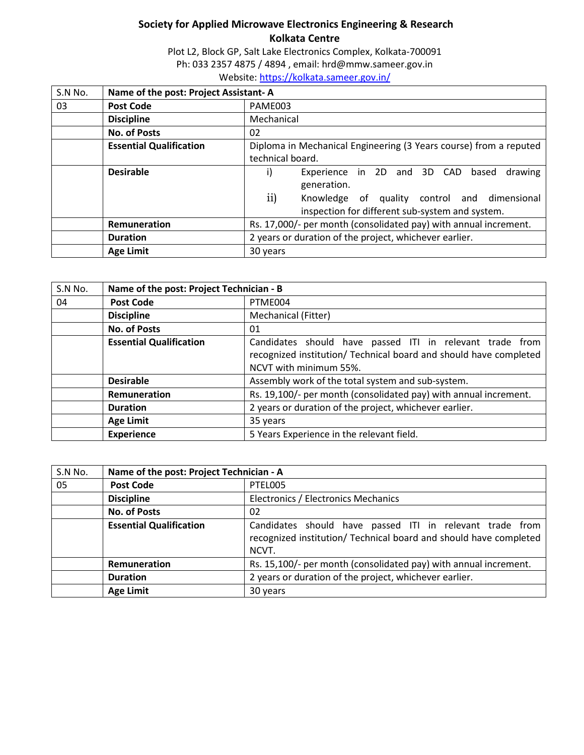**Society for Applied Microwave Electronics Engineering & Research**
**Kolkata Centre**

Plot L2, Block GP, Salt Lake Electronics Complex, Kolkata-700091
Ph: 033 2357 4875 / 4894 , email: hrd@mmw.sameer.gov.in
Website: https://kolkata.sameer.gov.in/

| S.N No. | Name of the post: Project Assistant- A | |
|---|---|---|
| 03 | **Post Code** | PAME003 |
| | **Discipline** | Mechanical |
| | **No. of Posts** | 02 |
| | **Essential Qualification** | Diploma in Mechanical Engineering (3 Years course) from a reputed technical board. |
| | **Desirable** | i) Experience in 2D and 3D CAD based drawing generation.<br>ii) Knowledge of quality control and dimensional inspection for different sub-system and system. |
| | **Remuneration** | Rs. 17,000/- per month (consolidated pay) with annual increment. |
| | **Duration** | 2 years or duration of the project, whichever earlier. |
| | **Age Limit** | 30 years |

| S.N No. | Name of the post: Project Technician - B | |
|---|---|---|
| 04 | **Post Code** | PTME004 |
| | **Discipline** | Mechanical (Fitter) |
| | **No. of Posts** | 01 |
| | **Essential Qualification** | Candidates should have passed ITI in relevant trade from recognized institution/ Technical board and should have completed NCVT with minimum 55%. |
| | **Desirable** | Assembly work of the total system and sub-system. |
| | **Remuneration** | Rs. 19,100/- per month (consolidated pay) with annual increment. |
| | **Duration** | 2 years or duration of the project, whichever earlier. |
| | **Age Limit** | 35 years |
| | **Experience** | 5 Years Experience in the relevant field. |

| S.N No. | Name of the post: Project Technician - A | |
|---|---|---|
| 05 | **Post Code** | PTEL005 |
| | **Discipline** | Electronics / Electronics Mechanics |
| | **No. of Posts** | 02 |
| | **Essential Qualification** | Candidates should have passed ITI in relevant trade from recognized institution/ Technical board and should have completed NCVT. |
| | **Remuneration** | Rs. 15,100/- per month (consolidated pay) with annual increment. |
| | **Duration** | 2 years or duration of the project, whichever earlier. |
| | **Age Limit** | 30 years |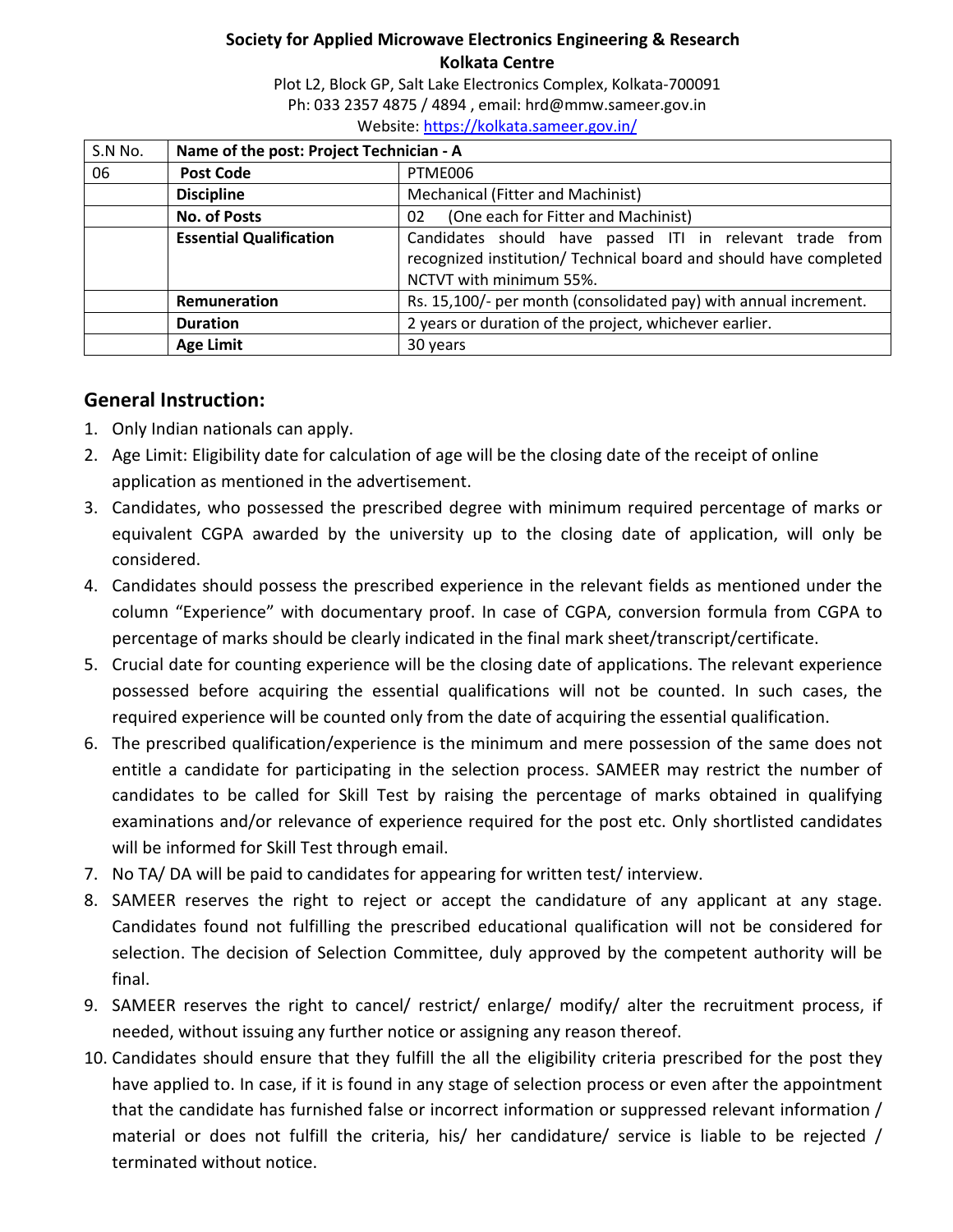**Society for Applied Microwave Electronics Engineering & Research**
**Kolkata Centre**

Plot L2, Block GP, Salt Lake Electronics Complex, Kolkata-700091
Ph: 033 2357 4875 / 4894 , email: hrd@mmw.sameer.gov.in
Website: https://kolkata.sameer.gov.in/

| S.N No. | Name of the post: Project Technician - A | |
|---|---|---|
| 06 | **Post Code** | PTME006 |
| | **Discipline** | Mechanical (Fitter and Machinist) |
| | **No. of Posts** | 02 (One each for Fitter and Machinist) |
| | **Essential Qualification** | Candidates should have passed ITI in relevant trade from recognized institution/ Technical board and should have completed NCTVT with minimum 55%. |
| | **Remuneration** | Rs. 15,100/- per month (consolidated pay) with annual increment. |
| | **Duration** | 2 years or duration of the project, whichever earlier. |
| | **Age Limit** | 30 years |

## General Instruction:

1. Only Indian nationals can apply.
2. Age Limit: Eligibility date for calculation of age will be the closing date of the receipt of online application as mentioned in the advertisement.
3. Candidates, who possessed the prescribed degree with minimum required percentage of marks or equivalent CGPA awarded by the university up to the closing date of application, will only be considered.
4. Candidates should possess the prescribed experience in the relevant fields as mentioned under the column "Experience" with documentary proof. In case of CGPA, conversion formula from CGPA to percentage of marks should be clearly indicated in the final mark sheet/transcript/certificate.
5. Crucial date for counting experience will be the closing date of applications. The relevant experience possessed before acquiring the essential qualifications will not be counted. In such cases, the required experience will be counted only from the date of acquiring the essential qualification.
6. The prescribed qualification/experience is the minimum and mere possession of the same does not entitle a candidate for participating in the selection process. SAMEER may restrict the number of candidates to be called for Skill Test by raising the percentage of marks obtained in qualifying examinations and/or relevance of experience required for the post etc. Only shortlisted candidates will be informed for Skill Test through email.
7. No TA/ DA will be paid to candidates for appearing for written test/ interview.
8. SAMEER reserves the right to reject or accept the candidature of any applicant at any stage. Candidates found not fulfilling the prescribed educational qualification will not be considered for selection. The decision of Selection Committee, duly approved by the competent authority will be final.
9. SAMEER reserves the right to cancel/ restrict/ enlarge/ modify/ alter the recruitment process, if needed, without issuing any further notice or assigning any reason thereof.
10. Candidates should ensure that they fulfill the all the eligibility criteria prescribed for the post they have applied to. In case, if it is found in any stage of selection process or even after the appointment that the candidate has furnished false or incorrect information or suppressed relevant information / material or does not fulfill the criteria, his/ her candidature/ service is liable to be rejected / terminated without notice.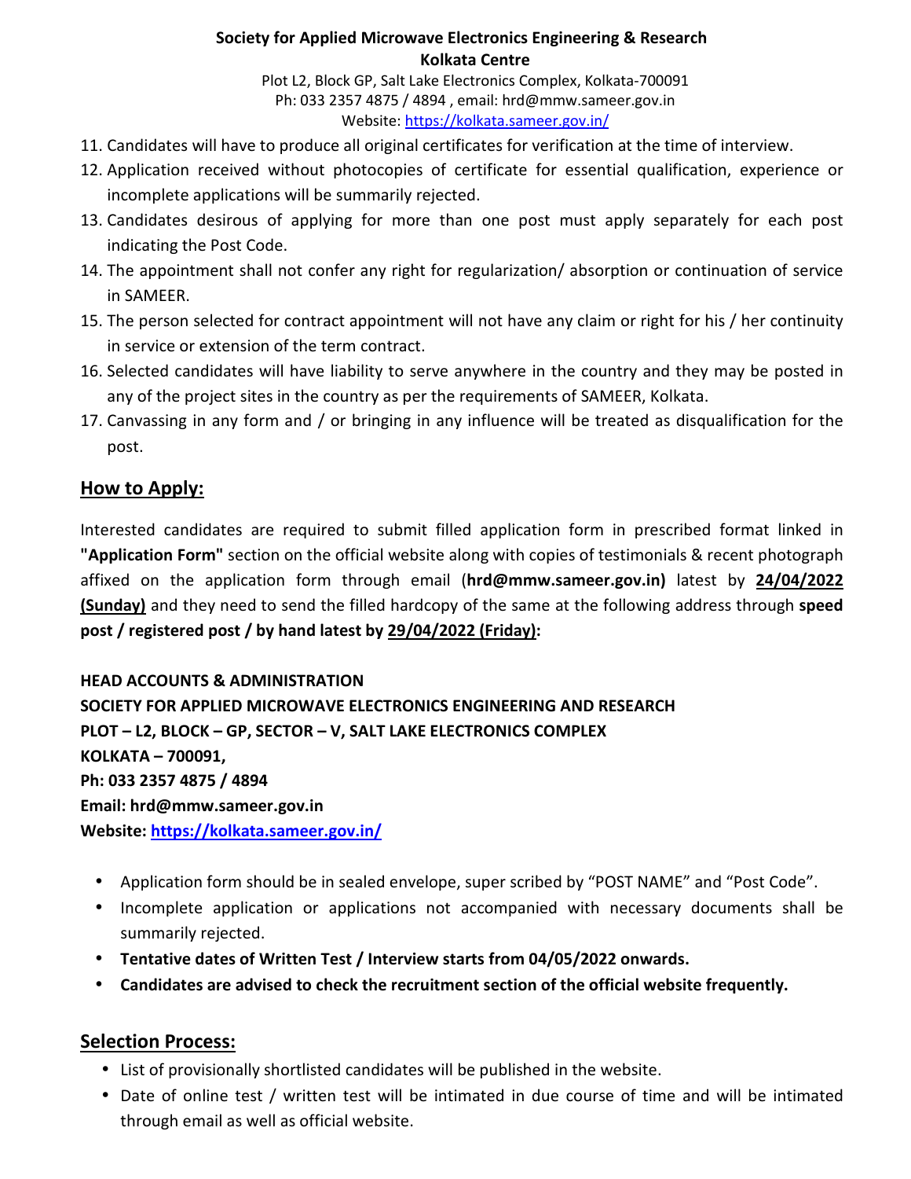11. Candidates will have to produce all original certificates for verification at the time of interview.
12. Application received without photocopies of certificate for essential qualification, experience or incomplete applications will be summarily rejected.
13. Candidates desirous of applying for more than one post must apply separately for each post indicating the Post Code.
14. The appointment shall not confer any right for regularization/ absorption or continuation of service in SAMEER.
15. The person selected for contract appointment will not have any claim or right for his / her continuity in service or extension of the term contract.
16. Selected candidates will have liability to serve anywhere in the country and they may be posted in any of the project sites in the country as per the requirements of SAMEER, Kolkata.
17. Canvassing in any form and / or bringing in any influence will be treated as disqualification for the post.

## How to Apply:

Interested candidates are required to submit filled application form in prescribed format linked in **"Application Form"** section on the official website along with copies of testimonials & recent photograph affixed on the application form through email (**hrd@mmw.sameer.gov.in)** latest by **24/04/2022 (Sunday)** and they need to send the filled hardcopy of the same at the following address through **speed post / registered post / by hand latest by 29/04/2022 (Friday):**

**HEAD ACCOUNTS & ADMINISTRATION**
**SOCIETY FOR APPLIED MICROWAVE ELECTRONICS ENGINEERING AND RESEARCH**
**PLOT – L2, BLOCK – GP, SECTOR – V, SALT LAKE ELECTRONICS COMPLEX**
**KOLKATA – 700091,**
**Ph: 033 2357 4875 / 4894**
**Email: hrd@mmw.sameer.gov.in**
**Website: https://kolkata.sameer.gov.in/**

- Application form should be in sealed envelope, super scribed by "POST NAME" and "Post Code".
- Incomplete application or applications not accompanied with necessary documents shall be summarily rejected.
- **Tentative dates of Written Test / Interview starts from 04/05/2022 onwards.**
- **Candidates are advised to check the recruitment section of the official website frequently.**

## Selection Process:

- List of provisionally shortlisted candidates will be published in the website.
- Date of online test / written test will be intimated in due course of time and will be intimated through email as well as official website.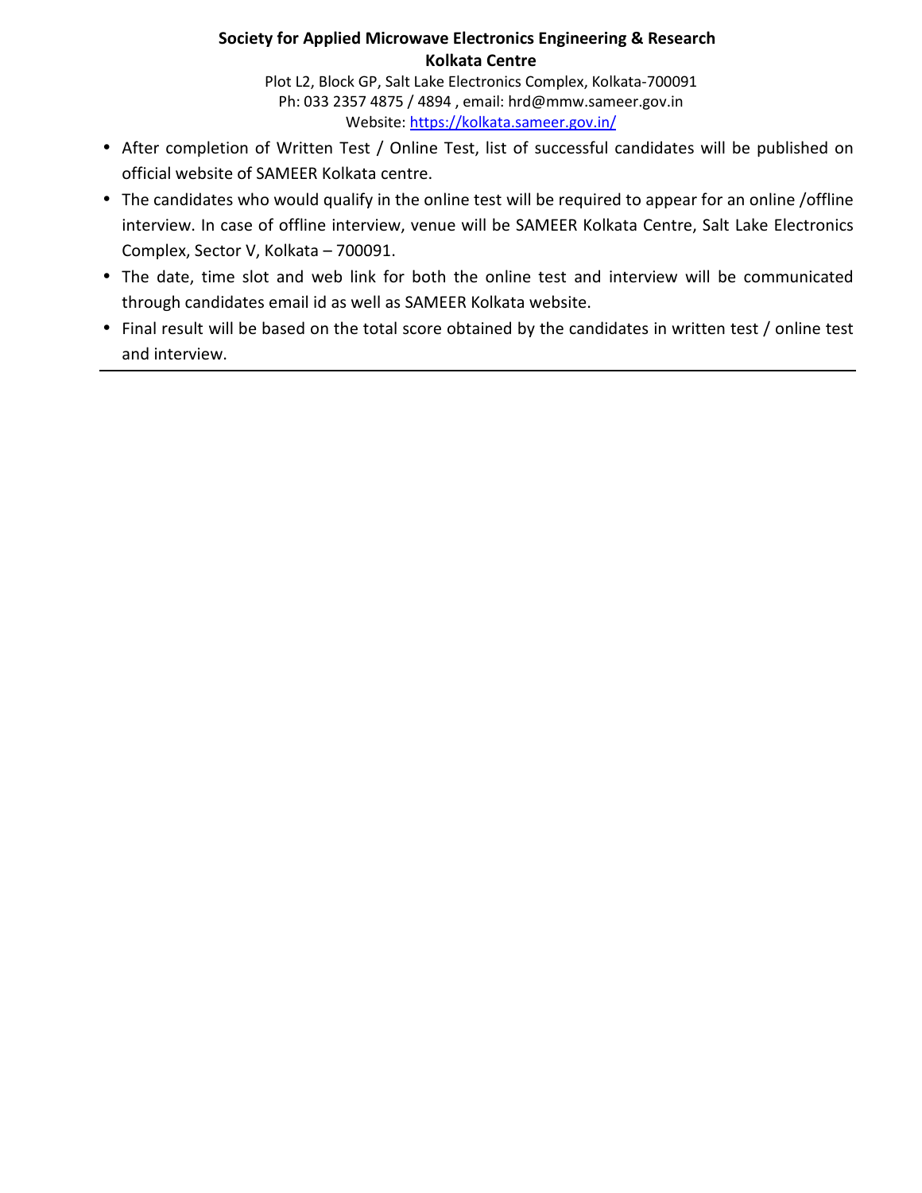- After completion of Written Test / Online Test, list of successful candidates will be published on official website of SAMEER Kolkata centre.
- The candidates who would qualify in the online test will be required to appear for an online /offline interview. In case of offline interview, venue will be SAMEER Kolkata Centre, Salt Lake Electronics Complex, Sector V, Kolkata – 700091.
- The date, time slot and web link for both the online test and interview will be communicated through candidates email id as well as SAMEER Kolkata website.
- Final result will be based on the total score obtained by the candidates in written test / online test and interview.